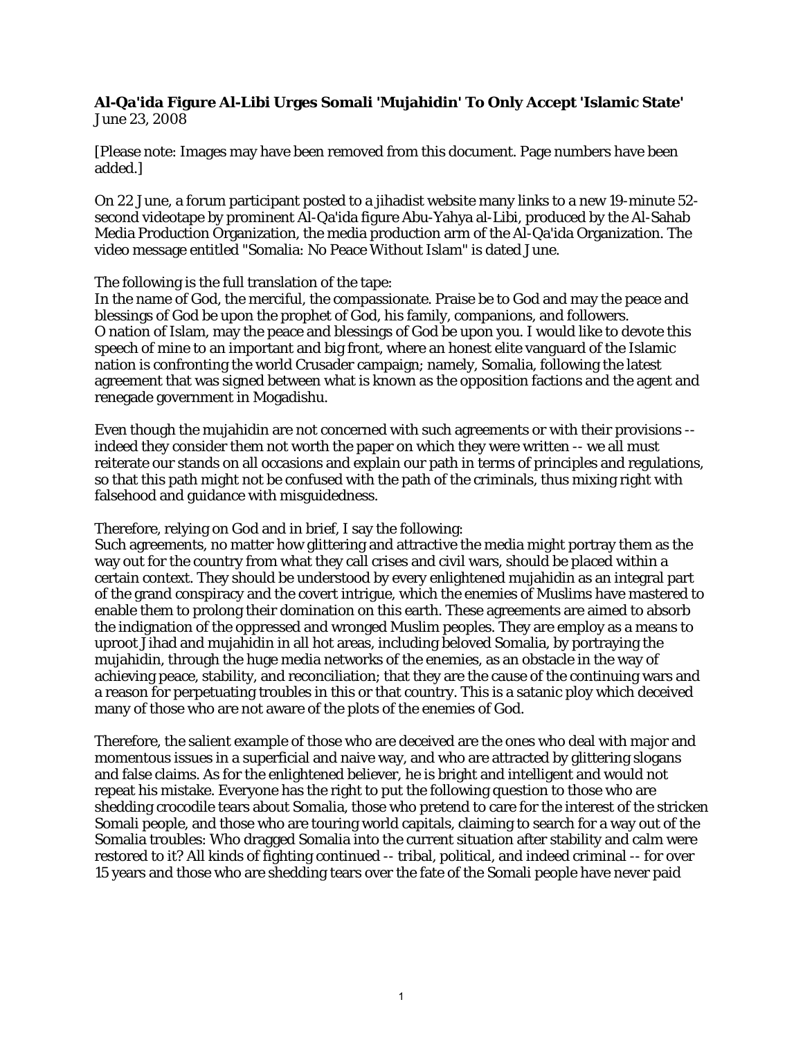**Al-Qa'ida Figure Al-Libi Urges Somali 'Mujahidin' To Only Accept 'Islamic State'**
June 23, 2008

[Please note: Images may have been removed from this document. Page numbers have been added.]

On 22 June, a forum participant posted to a jihadist website many links to a new 19-minute 52-second videotape by prominent Al-Qa'ida figure Abu-Yahya al-Libi, produced by the Al-Sahab Media Production Organization, the media production arm of the Al-Qa'ida Organization. The video message entitled "Somalia: No Peace Without Islam" is dated June.

The following is the full translation of the tape:
In the name of God, the merciful, the compassionate. Praise be to God and may the peace and blessings of God be upon the prophet of God, his family, companions, and followers.
O nation of Islam, may the peace and blessings of God be upon you. I would like to devote this speech of mine to an important and big front, where an honest elite vanguard of the Islamic nation is confronting the world Crusader campaign; namely, Somalia, following the latest agreement that was signed between what is known as the opposition factions and the agent and renegade government in Mogadishu.

Even though the mujahidin are not concerned with such agreements or with their provisions -- indeed they consider them not worth the paper on which they were written -- we all must reiterate our stands on all occasions and explain our path in terms of principles and regulations, so that this path might not be confused with the path of the criminals, thus mixing right with falsehood and guidance with misguidedness.

Therefore, relying on God and in brief, I say the following:
Such agreements, no matter how glittering and attractive the media might portray them as the way out for the country from what they call crises and civil wars, should be placed within a certain context. They should be understood by every enlightened mujahidin as an integral part of the grand conspiracy and the covert intrigue, which the enemies of Muslims have mastered to enable them to prolong their domination on this earth. These agreements are aimed to absorb the indignation of the oppressed and wronged Muslim peoples. They are employ as a means to uproot Jihad and mujahidin in all hot areas, including beloved Somalia, by portraying the mujahidin, through the huge media networks of the enemies, as an obstacle in the way of achieving peace, stability, and reconciliation; that they are the cause of the continuing wars and a reason for perpetuating troubles in this or that country. This is a satanic ploy which deceived many of those who are not aware of the plots of the enemies of God.

Therefore, the salient example of those who are deceived are the ones who deal with major and momentous issues in a superficial and naive way, and who are attracted by glittering slogans and false claims. As for the enlightened believer, he is bright and intelligent and would not repeat his mistake. Everyone has the right to put the following question to those who are shedding crocodile tears about Somalia, those who pretend to care for the interest of the stricken Somali people, and those who are touring world capitals, claiming to search for a way out of the Somalia troubles: Who dragged Somalia into the current situation after stability and calm were restored to it? All kinds of fighting continued -- tribal, political, and indeed criminal -- for over 15 years and those who are shedding tears over the fate of the Somali people have never paid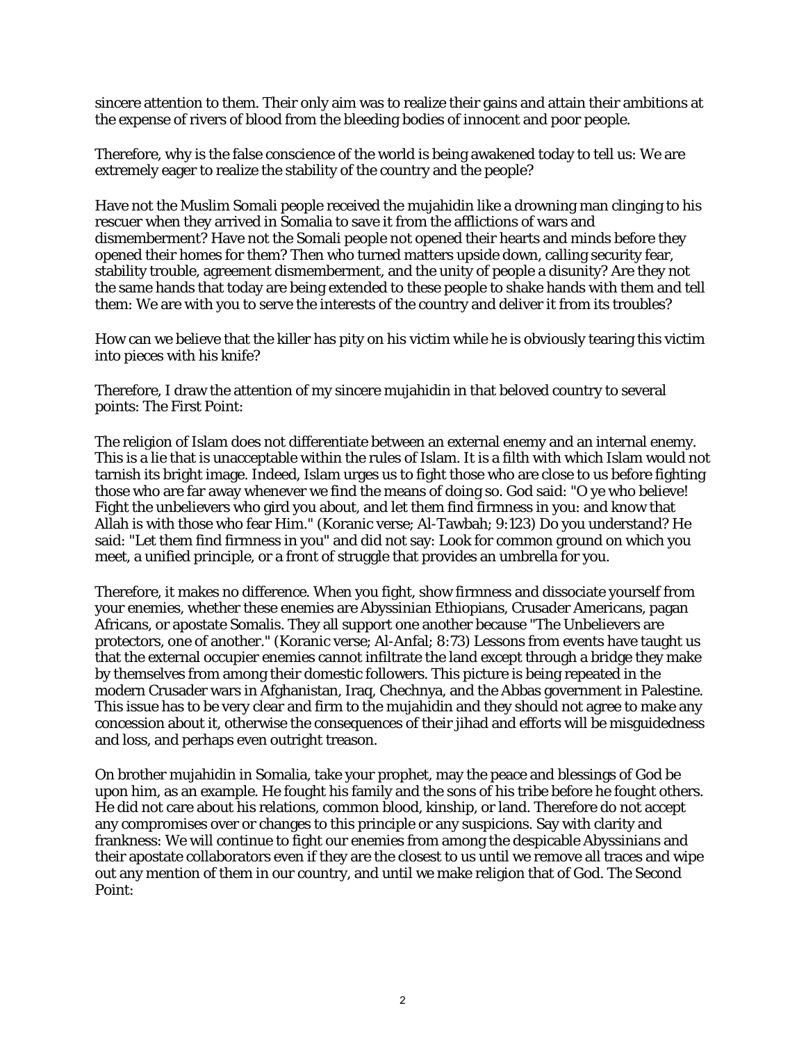sincere attention to them. Their only aim was to realize their gains and attain their ambitions at the expense of rivers of blood from the bleeding bodies of innocent and poor people.

Therefore, why is the false conscience of the world is being awakened today to tell us: We are extremely eager to realize the stability of the country and the people?

Have not the Muslim Somali people received the mujahidin like a drowning man clinging to his rescuer when they arrived in Somalia to save it from the afflictions of wars and dismemberment? Have not the Somali people not opened their hearts and minds before they opened their homes for them? Then who turned matters upside down, calling security fear, stability trouble, agreement dismemberment, and the unity of people a disunity? Are they not the same hands that today are being extended to these people to shake hands with them and tell them: We are with you to serve the interests of the country and deliver it from its troubles?

How can we believe that the killer has pity on his victim while he is obviously tearing this victim into pieces with his knife?

Therefore, I draw the attention of my sincere mujahidin in that beloved country to several points: The First Point:

The religion of Islam does not differentiate between an external enemy and an internal enemy. This is a lie that is unacceptable within the rules of Islam. It is a filth with which Islam would not tarnish its bright image. Indeed, Islam urges us to fight those who are close to us before fighting those who are far away whenever we find the means of doing so. God said: "O ye who believe! Fight the unbelievers who gird you about, and let them find firmness in you: and know that Allah is with those who fear Him." (Koranic verse; Al-Tawbah; 9:123) Do you understand? He said: "Let them find firmness in you" and did not say: Look for common ground on which you meet, a unified principle, or a front of struggle that provides an umbrella for you.

Therefore, it makes no difference. When you fight, show firmness and dissociate yourself from your enemies, whether these enemies are Abyssinian Ethiopians, Crusader Americans, pagan Africans, or apostate Somalis. They all support one another because "The Unbelievers are protectors, one of another." (Koranic verse; Al-Anfal; 8:73) Lessons from events have taught us that the external occupier enemies cannot infiltrate the land except through a bridge they make by themselves from among their domestic followers. This picture is being repeated in the modern Crusader wars in Afghanistan, Iraq, Chechnya, and the Abbas government in Palestine. This issue has to be very clear and firm to the mujahidin and they should not agree to make any concession about it, otherwise the consequences of their jihad and efforts will be misguidedness and loss, and perhaps even outright treason.

On brother mujahidin in Somalia, take your prophet, may the peace and blessings of God be upon him, as an example. He fought his family and the sons of his tribe before he fought others. He did not care about his relations, common blood, kinship, or land. Therefore do not accept any compromises over or changes to this principle or any suspicions. Say with clarity and frankness: We will continue to fight our enemies from among the despicable Abyssinians and their apostate collaborators even if they are the closest to us until we remove all traces and wipe out any mention of them in our country, and until we make religion that of God. The Second Point: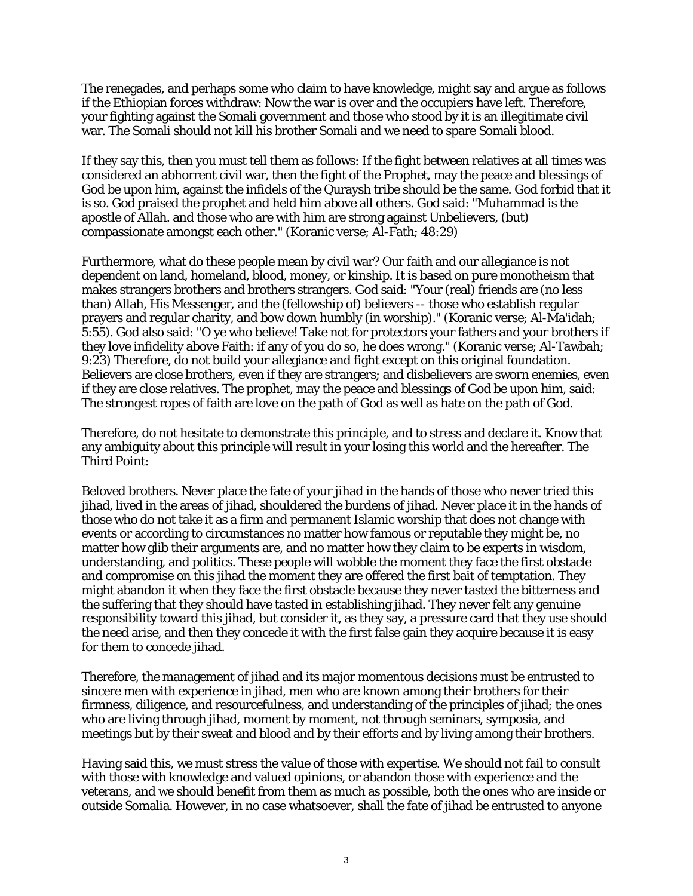The renegades, and perhaps some who claim to have knowledge, might say and argue as follows if the Ethiopian forces withdraw: Now the war is over and the occupiers have left. Therefore, your fighting against the Somali government and those who stood by it is an illegitimate civil war. The Somali should not kill his brother Somali and we need to spare Somali blood.

If they say this, then you must tell them as follows: If the fight between relatives at all times was considered an abhorrent civil war, then the fight of the Prophet, may the peace and blessings of God be upon him, against the infidels of the Quraysh tribe should be the same. God forbid that it is so. God praised the prophet and held him above all others. God said: "Muhammad is the apostle of Allah. and those who are with him are strong against Unbelievers, (but) compassionate amongst each other." (Koranic verse; Al-Fath; 48:29)

Furthermore, what do these people mean by civil war? Our faith and our allegiance is not dependent on land, homeland, blood, money, or kinship. It is based on pure monotheism that makes strangers brothers and brothers strangers. God said: "Your (real) friends are (no less than) Allah, His Messenger, and the (fellowship of) believers -- those who establish regular prayers and regular charity, and bow down humbly (in worship)." (Koranic verse; Al-Ma'idah; 5:55). God also said: "O ye who believe! Take not for protectors your fathers and your brothers if they love infidelity above Faith: if any of you do so, he does wrong." (Koranic verse; Al-Tawbah; 9:23) Therefore, do not build your allegiance and fight except on this original foundation. Believers are close brothers, even if they are strangers; and disbelievers are sworn enemies, even if they are close relatives. The prophet, may the peace and blessings of God be upon him, said: The strongest ropes of faith are love on the path of God as well as hate on the path of God.

Therefore, do not hesitate to demonstrate this principle, and to stress and declare it. Know that any ambiguity about this principle will result in your losing this world and the hereafter. The Third Point:

Beloved brothers. Never place the fate of your jihad in the hands of those who never tried this jihad, lived in the areas of jihad, shouldered the burdens of jihad. Never place it in the hands of those who do not take it as a firm and permanent Islamic worship that does not change with events or according to circumstances no matter how famous or reputable they might be, no matter how glib their arguments are, and no matter how they claim to be experts in wisdom, understanding, and politics. These people will wobble the moment they face the first obstacle and compromise on this jihad the moment they are offered the first bait of temptation. They might abandon it when they face the first obstacle because they never tasted the bitterness and the suffering that they should have tasted in establishing jihad. They never felt any genuine responsibility toward this jihad, but consider it, as they say, a pressure card that they use should the need arise, and then they concede it with the first false gain they acquire because it is easy for them to concede jihad.

Therefore, the management of jihad and its major momentous decisions must be entrusted to sincere men with experience in jihad, men who are known among their brothers for their firmness, diligence, and resourcefulness, and understanding of the principles of jihad; the ones who are living through jihad, moment by moment, not through seminars, symposia, and meetings but by their sweat and blood and by their efforts and by living among their brothers.

Having said this, we must stress the value of those with expertise. We should not fail to consult with those with knowledge and valued opinions, or abandon those with experience and the veterans, and we should benefit from them as much as possible, both the ones who are inside or outside Somalia. However, in no case whatsoever, shall the fate of jihad be entrusted to anyone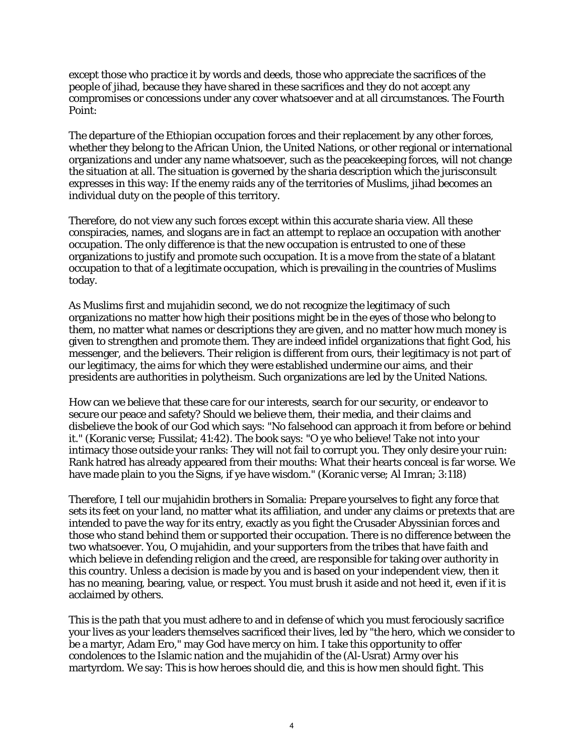except those who practice it by words and deeds, those who appreciate the sacrifices of the people of jihad, because they have shared in these sacrifices and they do not accept any compromises or concessions under any cover whatsoever and at all circumstances. The Fourth Point:

The departure of the Ethiopian occupation forces and their replacement by any other forces, whether they belong to the African Union, the United Nations, or other regional or international organizations and under any name whatsoever, such as the peacekeeping forces, will not change the situation at all. The situation is governed by the sharia description which the jurisconsult expresses in this way: If the enemy raids any of the territories of Muslims, jihad becomes an individual duty on the people of this territory.

Therefore, do not view any such forces except within this accurate sharia view. All these conspiracies, names, and slogans are in fact an attempt to replace an occupation with another occupation. The only difference is that the new occupation is entrusted to one of these organizations to justify and promote such occupation. It is a move from the state of a blatant occupation to that of a legitimate occupation, which is prevailing in the countries of Muslims today.

As Muslims first and mujahidin second, we do not recognize the legitimacy of such organizations no matter how high their positions might be in the eyes of those who belong to them, no matter what names or descriptions they are given, and no matter how much money is given to strengthen and promote them. They are indeed infidel organizations that fight God, his messenger, and the believers. Their religion is different from ours, their legitimacy is not part of our legitimacy, the aims for which they were established undermine our aims, and their presidents are authorities in polytheism. Such organizations are led by the United Nations.

How can we believe that these care for our interests, search for our security, or endeavor to secure our peace and safety? Should we believe them, their media, and their claims and disbelieve the book of our God which says: "No falsehood can approach it from before or behind it." (Koranic verse; Fussilat; 41:42). The book says: "O ye who believe! Take not into your intimacy those outside your ranks: They will not fail to corrupt you. They only desire your ruin: Rank hatred has already appeared from their mouths: What their hearts conceal is far worse. We have made plain to you the Signs, if ye have wisdom." (Koranic verse; Al Imran; 3:118)

Therefore, I tell our mujahidin brothers in Somalia: Prepare yourselves to fight any force that sets its feet on your land, no matter what its affiliation, and under any claims or pretexts that are intended to pave the way for its entry, exactly as you fight the Crusader Abyssinian forces and those who stand behind them or supported their occupation. There is no difference between the two whatsoever. You, O mujahidin, and your supporters from the tribes that have faith and which believe in defending religion and the creed, are responsible for taking over authority in this country. Unless a decision is made by you and is based on your independent view, then it has no meaning, bearing, value, or respect. You must brush it aside and not heed it, even if it is acclaimed by others.

This is the path that you must adhere to and in defense of which you must ferociously sacrifice your lives as your leaders themselves sacrificed their lives, led by "the hero, which we consider to be a martyr, Adam Ero," may God have mercy on him. I take this opportunity to offer condolences to the Islamic nation and the mujahidin of the (Al-Usrat) Army over his martyrdom. We say: This is how heroes should die, and this is how men should fight. This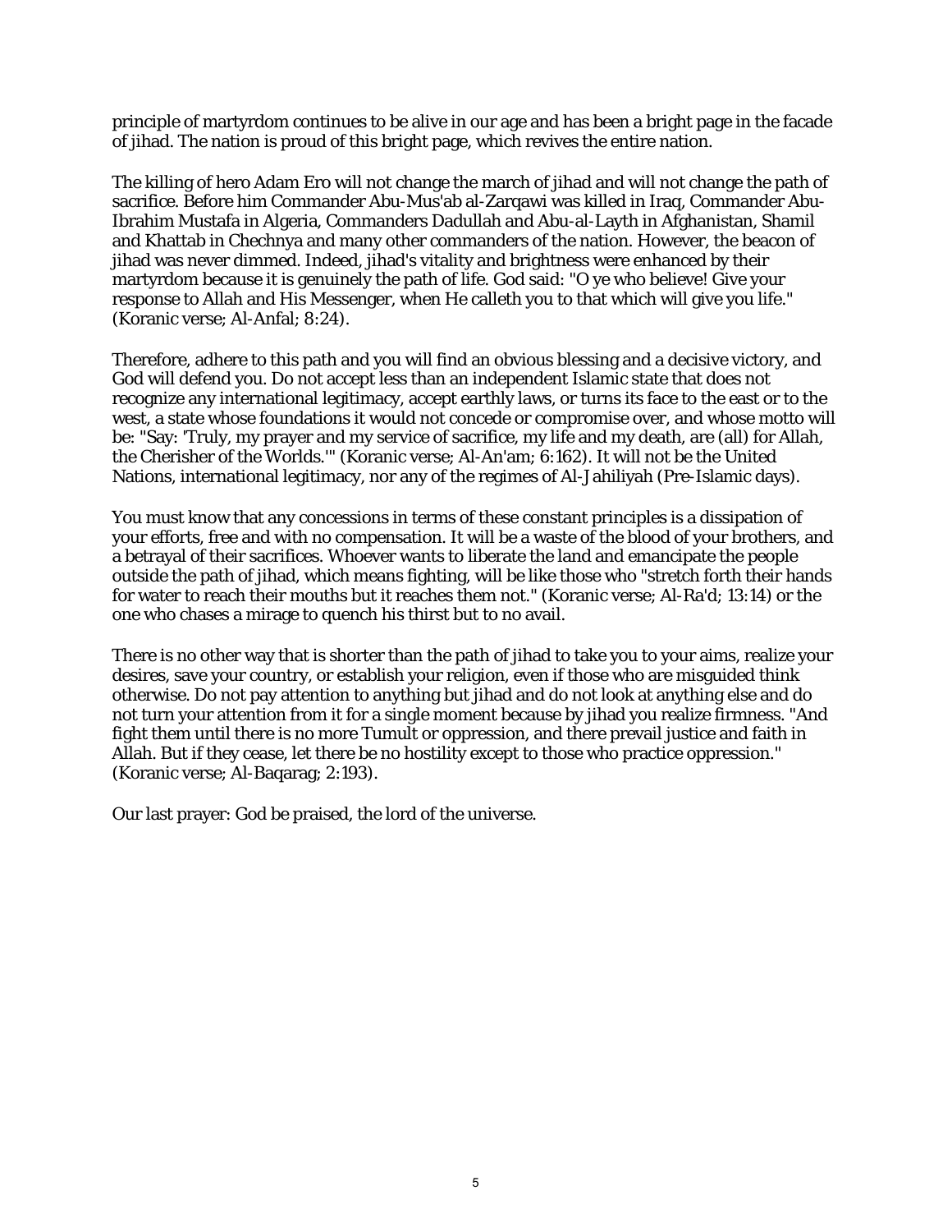principle of martyrdom continues to be alive in our age and has been a bright page in the facade of jihad. The nation is proud of this bright page, which revives the entire nation.

The killing of hero Adam Ero will not change the march of jihad and will not change the path of sacrifice. Before him Commander Abu-Mus'ab al-Zarqawi was killed in Iraq, Commander Abu-Ibrahim Mustafa in Algeria, Commanders Dadullah and Abu-al-Layth in Afghanistan, Shamil and Khattab in Chechnya and many other commanders of the nation. However, the beacon of jihad was never dimmed. Indeed, jihad's vitality and brightness were enhanced by their martyrdom because it is genuinely the path of life. God said: "O ye who believe! Give your response to Allah and His Messenger, when He calleth you to that which will give you life." (Koranic verse; Al-Anfal; 8:24).

Therefore, adhere to this path and you will find an obvious blessing and a decisive victory, and God will defend you. Do not accept less than an independent Islamic state that does not recognize any international legitimacy, accept earthly laws, or turns its face to the east or to the west, a state whose foundations it would not concede or compromise over, and whose motto will be: "Say: 'Truly, my prayer and my service of sacrifice, my life and my death, are (all) for Allah, the Cherisher of the Worlds.'" (Koranic verse; Al-An'am; 6:162). It will not be the United Nations, international legitimacy, nor any of the regimes of Al-Jahiliyah (Pre-Islamic days).

You must know that any concessions in terms of these constant principles is a dissipation of your efforts, free and with no compensation. It will be a waste of the blood of your brothers, and a betrayal of their sacrifices. Whoever wants to liberate the land and emancipate the people outside the path of jihad, which means fighting, will be like those who "stretch forth their hands for water to reach their mouths but it reaches them not." (Koranic verse; Al-Ra'd; 13:14) or the one who chases a mirage to quench his thirst but to no avail.

There is no other way that is shorter than the path of jihad to take you to your aims, realize your desires, save your country, or establish your religion, even if those who are misguided think otherwise. Do not pay attention to anything but jihad and do not look at anything else and do not turn your attention from it for a single moment because by jihad you realize firmness. "And fight them until there is no more Tumult or oppression, and there prevail justice and faith in Allah. But if they cease, let there be no hostility except to those who practice oppression." (Koranic verse; Al-Baqarag; 2:193).

Our last prayer: God be praised, the lord of the universe.